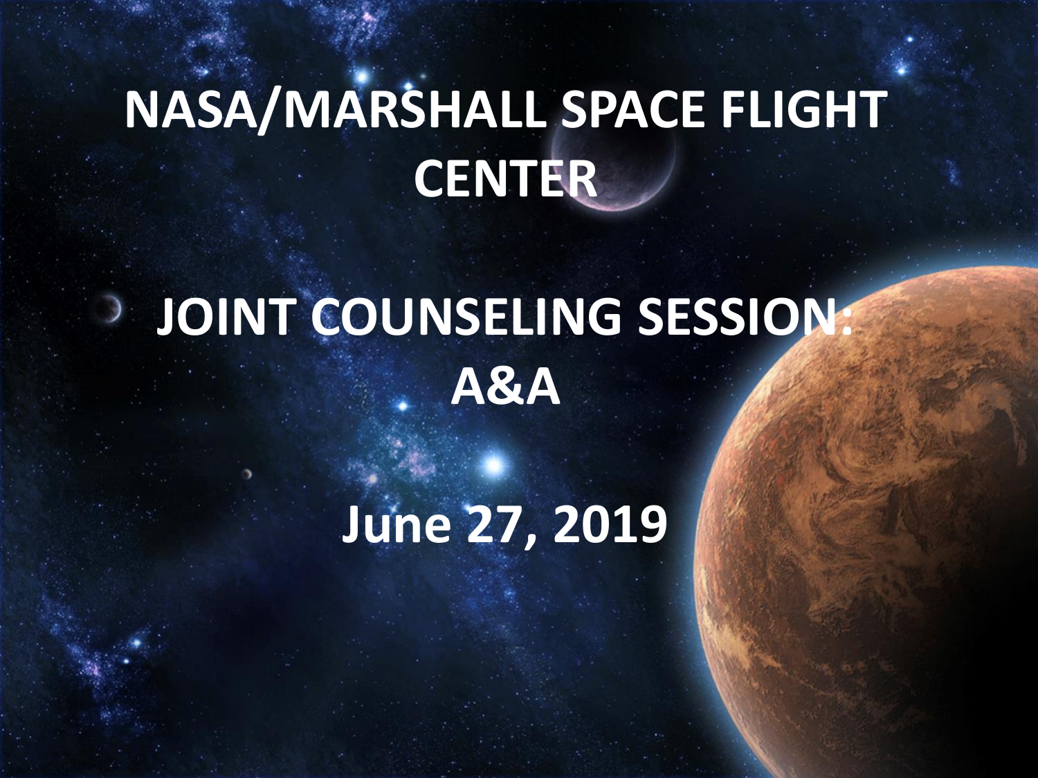# NASA/MARSHALL SPACE FLIGHT CENTER

# JOINT COUNSELING SESSION: A&A

# June 27, 2019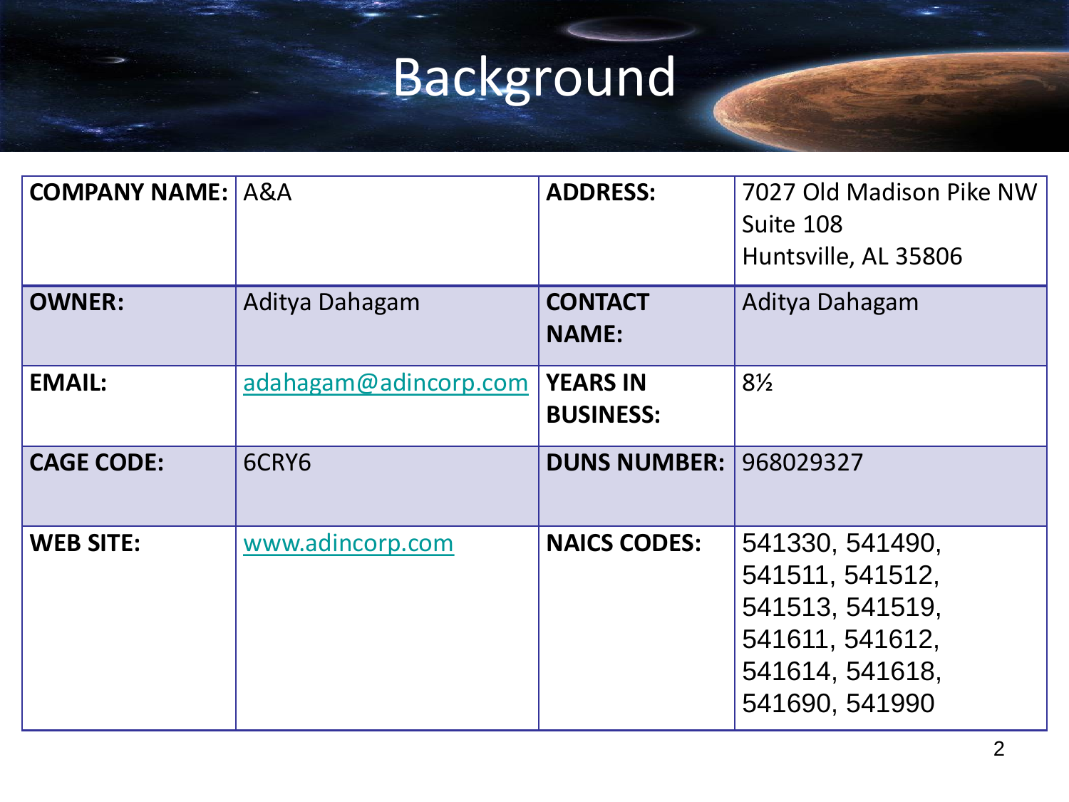# Background

| COMPANY NAME: | A&A | ADDRESS: | 7027 Old Madison Pike NW<br>Suite 108<br>Huntsville, AL 35806 |
|---|---|---|---|
| OWNER: | Aditya Dahagam | CONTACT NAME: | Aditya Dahagam |
| EMAIL: | adahagam@adincorp.com | YEARS IN BUSINESS: | 8½ |
| CAGE CODE: | 6CRY6 | DUNS NUMBER: | 968029327 |
| WEB SITE: | www.adincorp.com | NAICS CODES: | 541330, 541490, 541511, 541512, 541513, 541519, 541611, 541612, 541614, 541618, 541690, 541990 |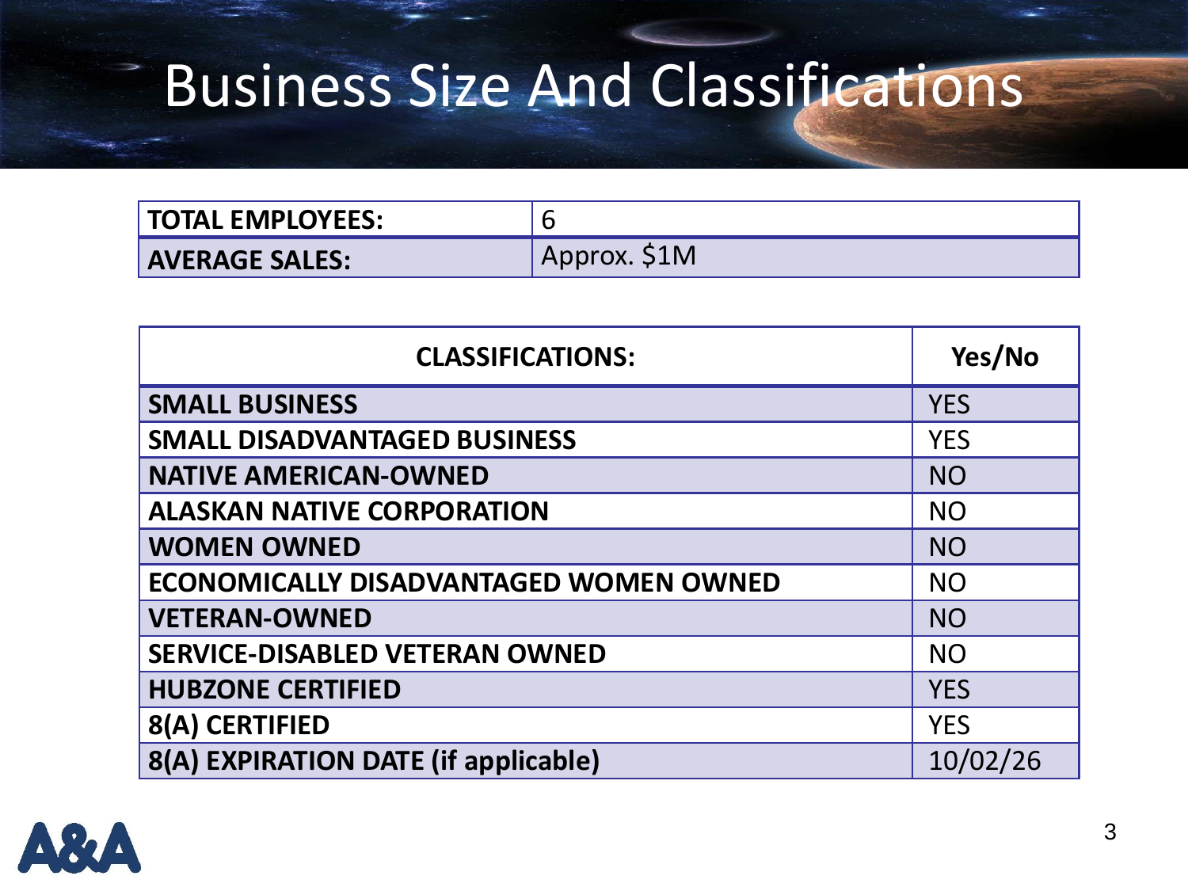# Business Size And Classifications

| **TOTAL EMPLOYEES:** | 6 |
|---|---|
| **AVERAGE SALES:** | Approx. $1M |

| **CLASSIFICATIONS:** | **Yes/No** |
|---|---|
| **SMALL BUSINESS** | YES |
| **SMALL DISADVANTAGED BUSINESS** | YES |
| **NATIVE AMERICAN-OWNED** | NO |
| **ALASKAN NATIVE CORPORATION** | NO |
| **WOMEN OWNED** | NO |
| **ECONOMICALLY DISADVANTAGED WOMEN OWNED** | NO |
| **VETERAN-OWNED** | NO |
| **SERVICE-DISABLED VETERAN OWNED** | NO |
| **HUBZONE CERTIFIED** | YES |
| **8(A) CERTIFIED** | YES |
| **8(A) EXPIRATION DATE (if applicable)** | 10/02/26 |

A&A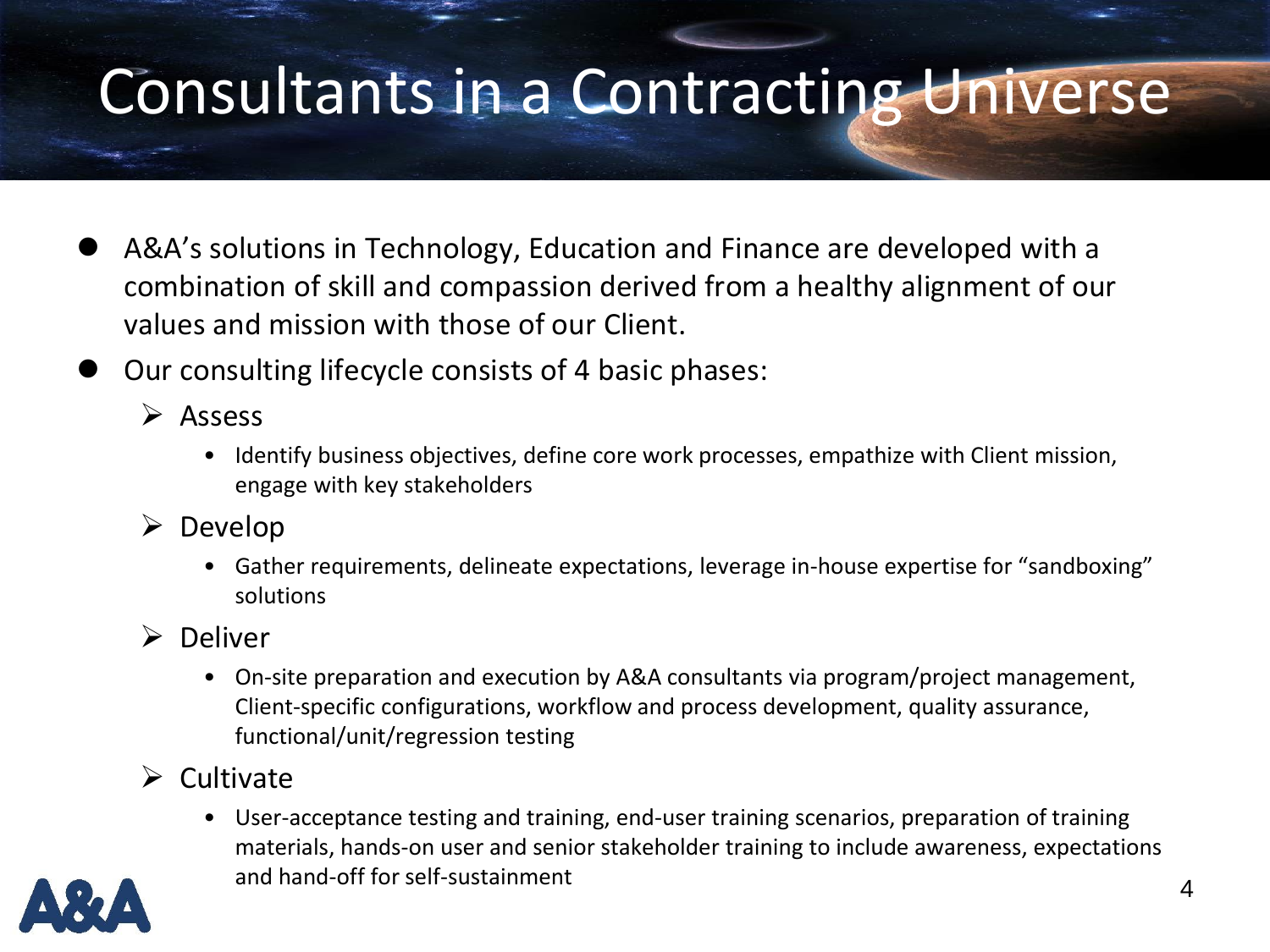# Consultants in a Contracting Universe

- A&A's solutions in Technology, Education and Finance are developed with a combination of skill and compassion derived from a healthy alignment of our values and mission with those of our Client.
- Our consulting lifecycle consists of 4 basic phases:
  - Assess
    - Identify business objectives, define core work processes, empathize with Client mission, engage with key stakeholders
  - Develop
    - Gather requirements, delineate expectations, leverage in-house expertise for "sandboxing" solutions
  - Deliver
    - On-site preparation and execution by A&A consultants via program/project management, Client-specific configurations, workflow and process development, quality assurance, functional/unit/regression testing
  - Cultivate
    - User-acceptance testing and training, end-user training scenarios, preparation of training materials, hands-on user and senior stakeholder training to include awareness, expectations and hand-off for self-sustainment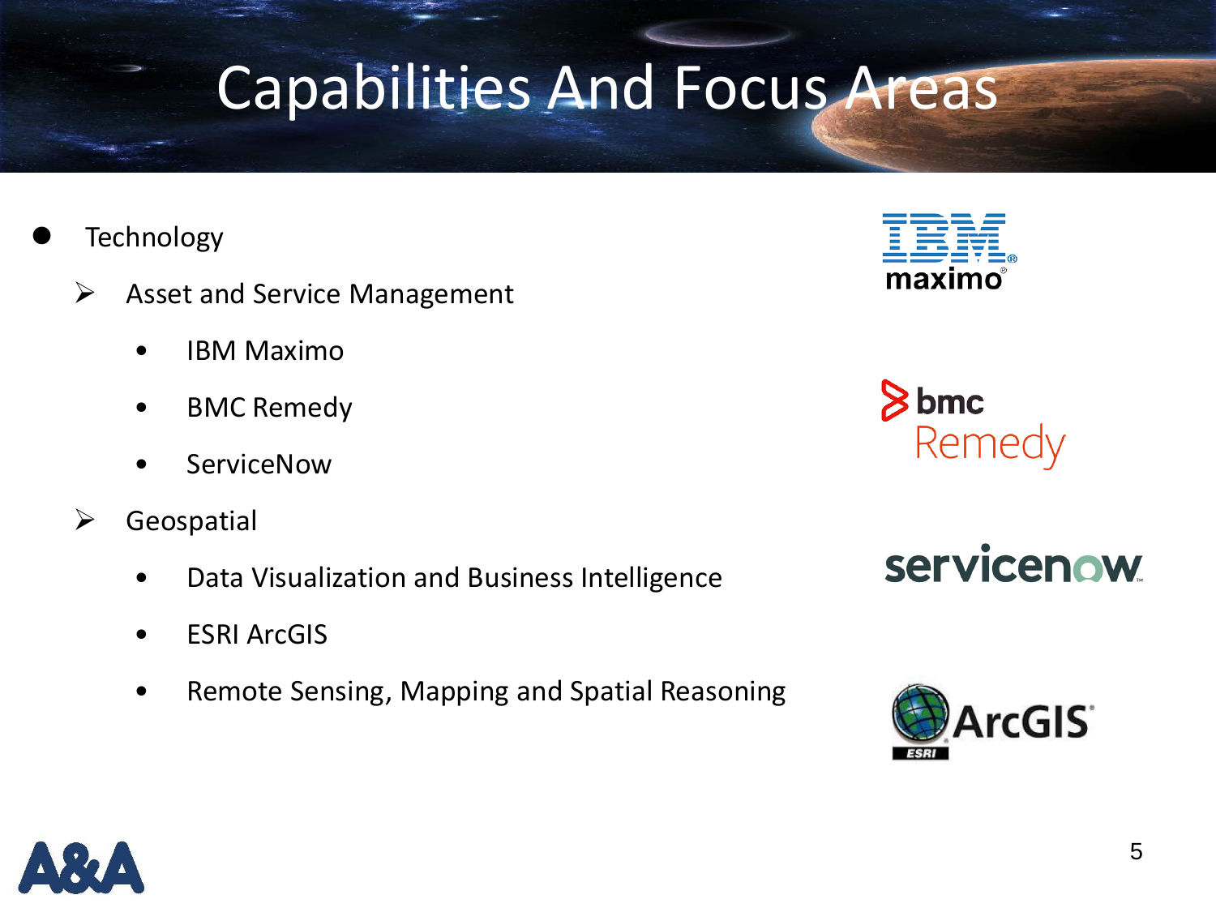# Capabilities And Focus Areas

- Technology
  - Asset and Service Management
    - IBM Maximo
    - BMC Remedy
    - ServiceNow
  - Geospatial
    - Data Visualization and Business Intelligence
    - ESRI ArcGIS
    - Remote Sensing, Mapping and Spatial Reasoning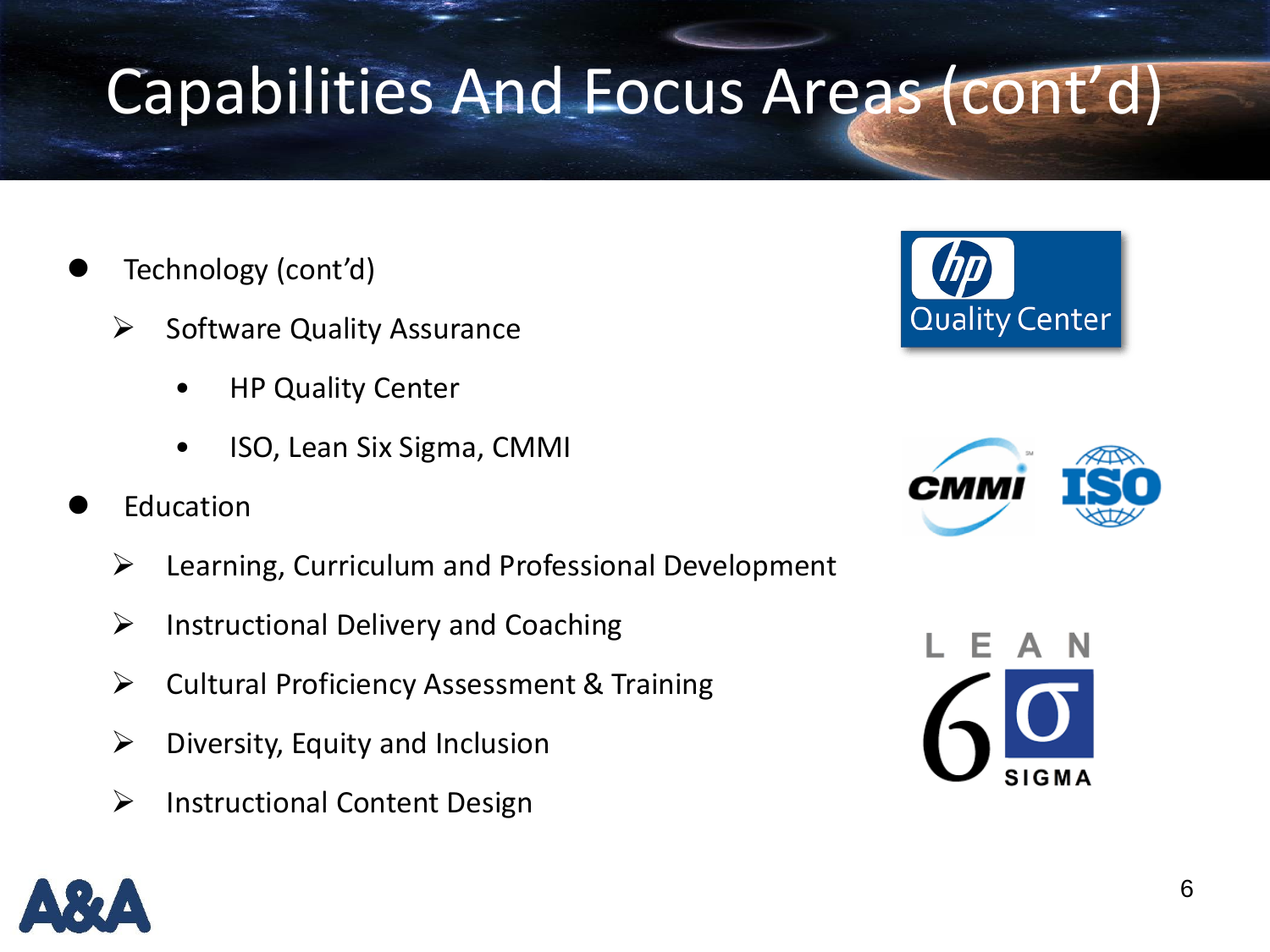# Capabilities And Focus Areas (cont'd)

- Technology (cont'd)
  - Software Quality Assurance
    - HP Quality Center
    - ISO, Lean Six Sigma, CMMI
- Education
  - Learning, Curriculum and Professional Development
  - Instructional Delivery and Coaching
  - Cultural Proficiency Assessment & Training
  - Diversity, Equity and Inclusion
  - Instructional Content Design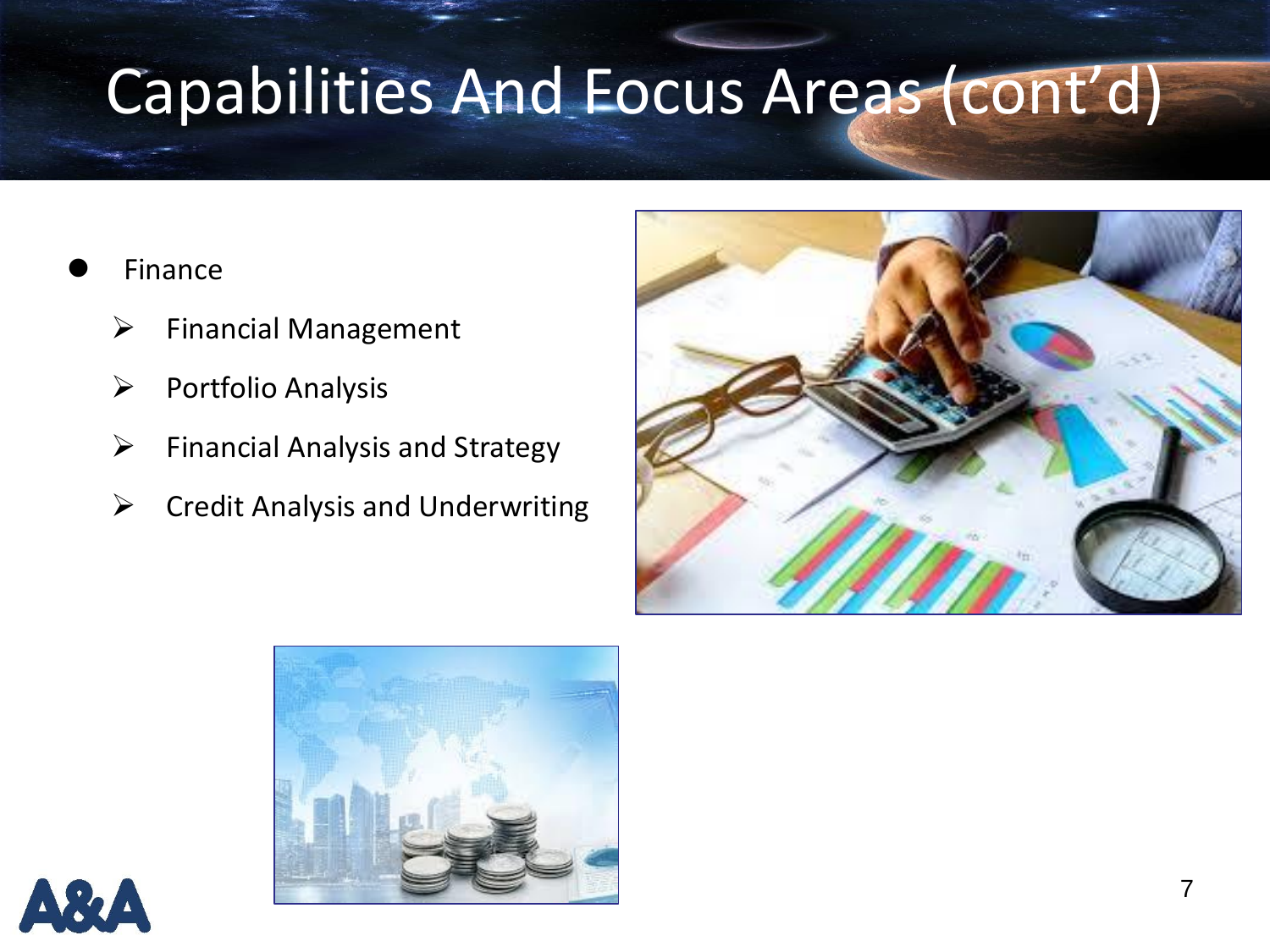# Capabilities And Focus Areas (cont'd)

- Finance
  - Financial Management
  - Portfolio Analysis
  - Financial Analysis and Strategy
  - Credit Analysis and Underwriting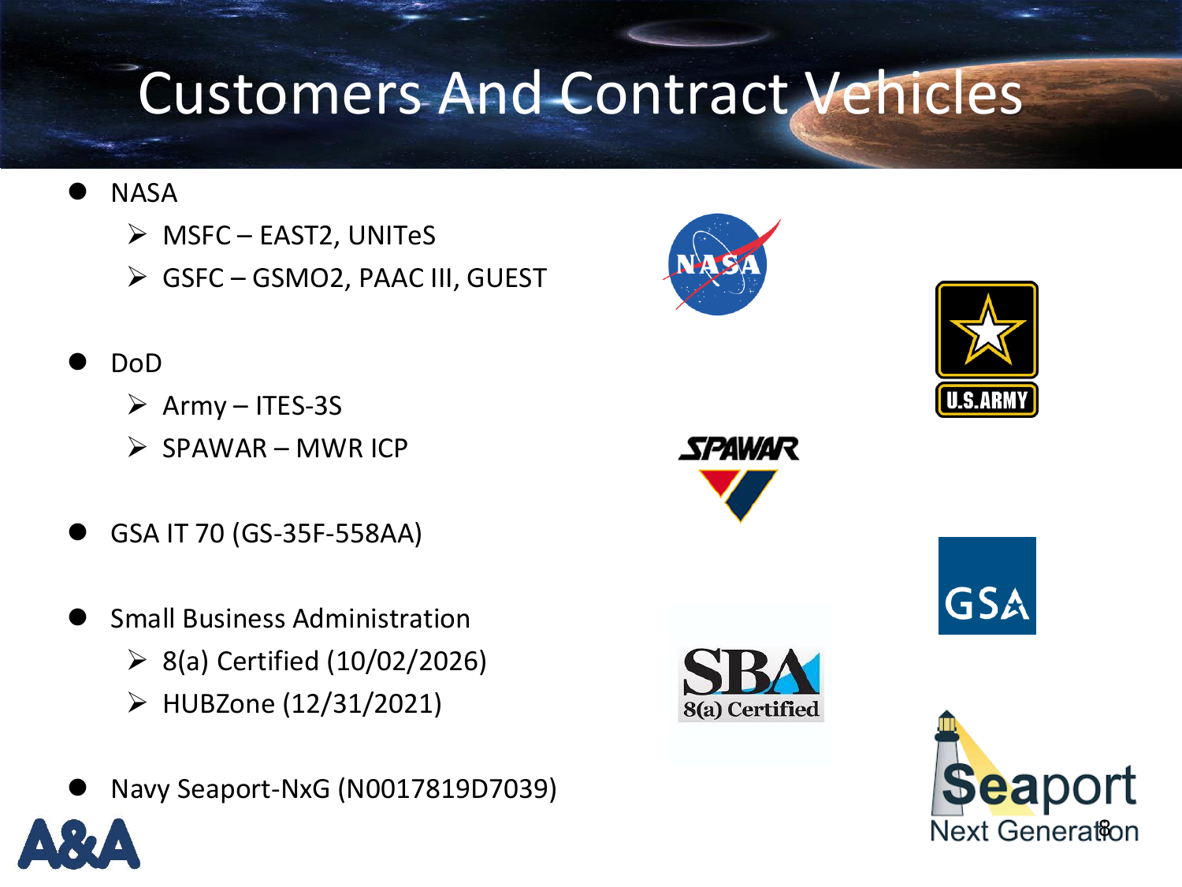# Customers And Contract Vehicles

- NASA
  - MSFC – EAST2, UNITeS
  - GSFC – GSMO2, PAAC III, GUEST
- DoD
  - Army – ITES-3S
  - SPAWAR – MWR ICP
- GSA IT 70 (GS-35F-558AA)
- Small Business Administration
  - 8(a) Certified (10/02/2026)
  - HUBZone (12/31/2021)
- Navy Seaport-NxG (N0017819D7039)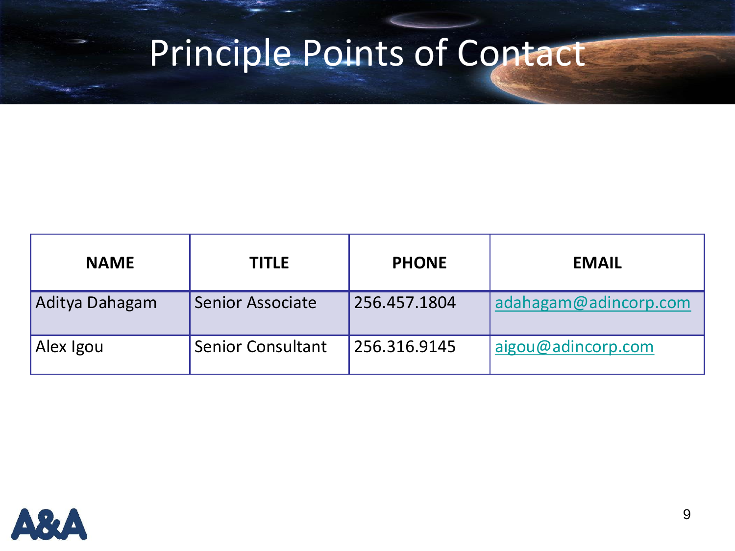# Principle Points of Contact

| NAME | TITLE | PHONE | EMAIL |
|---|---|---|---|
| Aditya Dahagam | Senior Associate | 256.457.1804 | adahagam@adincorp.com |
| Alex Igou | Senior Consultant | 256.316.9145 | aigou@adincorp.com |

A&A